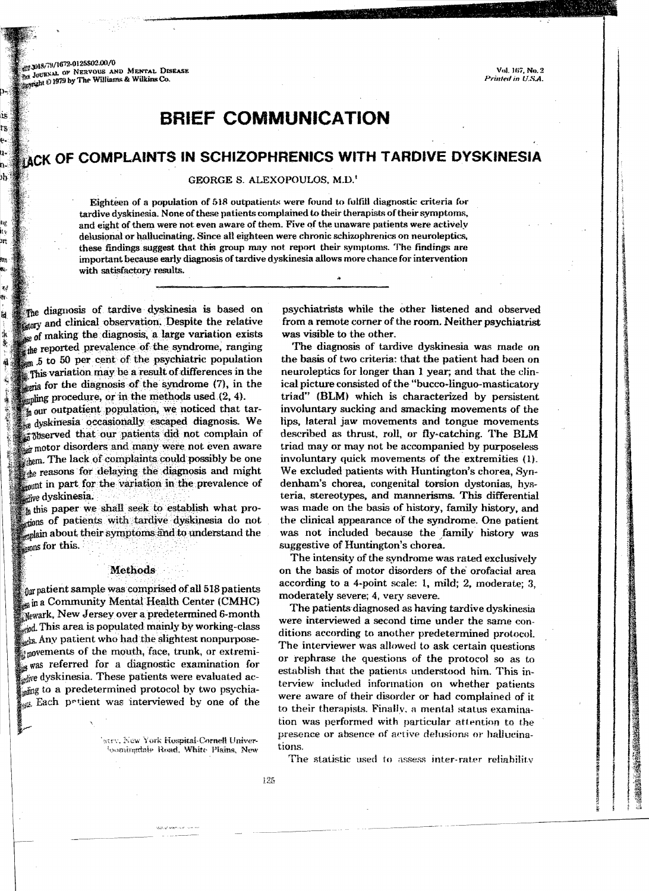# BRIEF COMMUNICATION

## LACK OF COMPLAINTS IN SCHIZOPHRENICS WITH TARDIVE DYSKINESIA

GEORGE S. ALEXOPOULOS, M.D.[1]

Eighteen of a population of 518 outpatients were found to fulfill diagnostic criteria for tardive dyskinesia. None of these patients complained to their therapists of their symptoms, and eight of them were not even aware of them. Five of the unaware patients were actively delusional or hallucinating. Since all eighteen were chronic schizophrenics on neuroleptics, these findings suggest that this group may not report their symptoms. The findings are important because early diagnosis of tardive dyskinesia allows more chance for intervention with satisfactory results.

---

The diagnosis of tardive dyskinesia is based on history and clinical observation. Despite the relative ease of making the diagnosis, a large variation exists in the reported prevalence of the syndrome, ranging from .5 to 50 per cent of the psychiatric population. This variation may be a result of differences in the criteria for the diagnosis of the syndrome (7), in the sampling procedure, or in the methods used (2, 4).

In our outpatient population, we noticed that tardive dyskinesia occasionally escaped diagnosis. We observed that our patients did not complain of their motor disorders and many were not even aware of them. The lack of complaints could possibly be one of the reasons for delaying the diagnosis and might account in part for the variation in the prevalence of tardive dyskinesia.

In this paper we shall seek to establish what proportions of patients with tardive dyskinesia do not complain about their symptoms and to understand the reasons for this.

### Methods

Our patient sample was comprised of all 518 patients seen in a Community Mental Health Center (CMHC) in Newark, New Jersey over a predetermined 6-month period. This area is populated mainly by working-class blacks. Any patient who had the slightest nonpurposeful movements of the mouth, face, trunk, or extremities was referred for a diagnostic examination for tardive dyskinesia. These patients were evaluated according to a predetermined protocol by two psychiatrists. Each patient was interviewed by one of the psychiatrists while the other listened and observed from a remote corner of the room. Neither psychiatrist was visible to the other.

The diagnosis of tardive dyskinesia was made on the basis of two criteria: that the patient had been on neuroleptics for longer than 1 year; and that the clinical picture consisted of the "bucco-linguo-masticatory triad" (BLM) which is characterized by persistent involuntary sucking and smacking movements of the lips, lateral jaw movements and tongue movements described as thrust, roll, or fly-catching. The BLM triad may or may not be accompanied by purposeless involuntary quick movements of the extremities (1). We excluded patients with Huntington's chorea, Sydenham's chorea, congenital torsion dystonias, hysteria, stereotypes, and mannerisms. This differential was made on the basis of history, family history, and the clinical appearance of the syndrome. One patient was not included because the family history was suggestive of Huntington's chorea.

The intensity of the syndrome was rated exclusively on the basis of motor disorders of the orofacial area according to a 4-point scale: 1, mild; 2, moderate; 3, moderately severe; 4, very severe.

The patients diagnosed as having tardive dyskinesia were interviewed a second time under the same conditions according to another predetermined protocol. The interviewer was allowed to ask certain questions or rephrase the questions of the protocol so as to establish that the patients understood him. This interview included information on whether patients were aware of their disorder or had complained of it to their therapists. Finally, a mental status examination was performed with particular attention to the presence or absence of active delusions or hallucinations.

The statistic used to assess inter-rater reliability

[1] ...try, New York Hospital-Cornell University, ...oomingdale Road, White Plains, New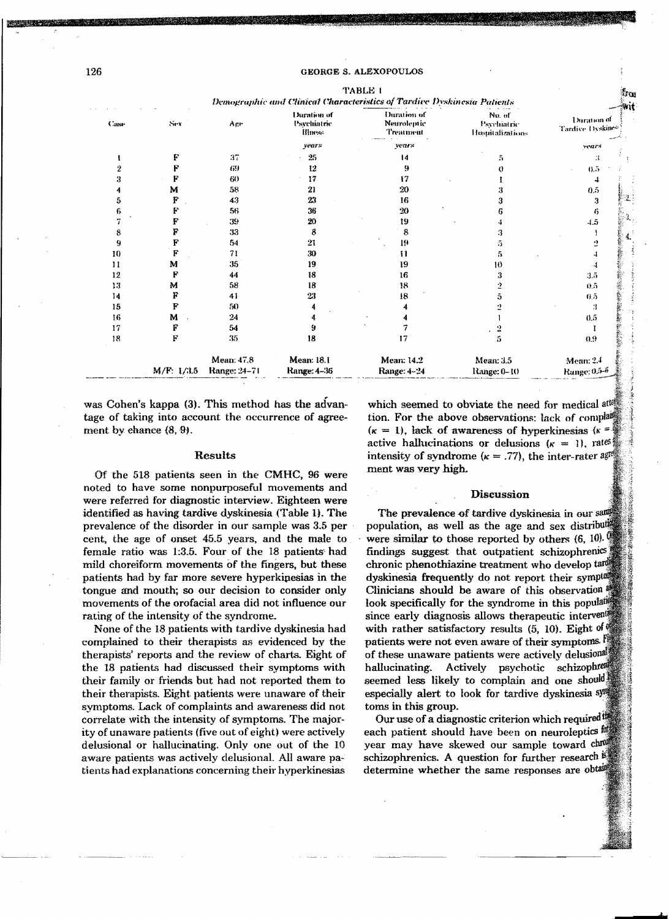TABLE 1

*Demographic and Clinical Characteristics of Tardive Dyskinesia Patients*

| Case | Sex | Age | Duration of Psychiatric Illness | Duration of Neuroleptic Treatment | No. of Psychiatric Hospitalizations | Duration of Tardive Dyskinesia |
|---|---|---|---|---|---|---|
| | | | *years* | *years* | | *years* |
| 1 | F | 37 | 25 | 14 | 5 | 3 |
| 2 | F | 69 | 12 | 9 | 0 | 0.5 |
| 3 | F | 60 | 17 | 17 | 1 | 4 |
| 4 | M | 58 | 21 | 20 | 3 | 0.5 |
| 5 | F | 43 | 23 | 16 | 3 | 3 |
| 6 | F | 56 | 36 | 20 | 6 | 6 |
| 7 | F | 39 | 20 | 19 | 4 | 4.5 |
| 8 | F | 33 | 8 | 8 | 3 | 1 |
| 9 | F | 54 | 21 | 19 | 5 | 2 |
| 10 | F | 71 | 30 | 11 | 5 | 4 |
| 11 | M | 35 | 19 | 19 | 10 | 4 |
| 12 | F | 44 | 18 | 16 | 3 | 3.5 |
| 13 | M | 58 | 18 | 18 | 2 | 0.5 |
| 14 | F | 41 | 23 | 18 | 5 | 0.5 |
| 15 | F | 50 | 4 | 4 | 2 | 3 |
| 16 | M | 24 | 4 | 4 | 1 | 0.5 |
| 17 | F | 54 | 9 | 7 | 2 | 1 |
| 18 | F | 35 | 18 | 17 | 5 | 0.9 |
| | M/F: 1/3.5 | Mean: 47.8 Range: 24–71 | Mean: 18.1 Range: 4–36 | Mean: 14.2 Range: 4–24 | Mean: 3.5 Range: 0–10 | Mean: 2.4 Range: 0.5–6 |

was Cohen's kappa (3). This method has the advantage of taking into account the occurrence of agreement by chance (8, 9).

## Results

Of the 518 patients seen in the CMHC, 96 were noted to have some nonpurposeful movements and were referred for diagnostic interview. Eighteen were identified as having tardive dyskinesia (Table 1). The prevalence of the disorder in our sample was 3.5 per cent, the age of onset 45.5 years, and the male to female ratio was 1:3.5. Four of the 18 patients had mild choreiform movements of the fingers, but these patients had by far more severe hyperkinesias in the tongue and mouth; so our decision to consider only movements of the orofacial area did not influence our rating of the intensity of the syndrome.

None of the 18 patients with tardive dyskinesia had complained to their therapists as evidenced by the therapists' reports and the review of charts. Eight of the 18 patients had discussed their symptoms with their family or friends but had not reported them to their therapists. Eight patients were unaware of their symptoms. Lack of complaints and awareness did not correlate with the intensity of symptoms. The majority of unaware patients (five out of eight) were actively delusional or hallucinating. Only one out of the 10 aware patients was actively delusional. All aware patients had explanations concerning their hyperkinesias which seemed to obviate the need for medical attention. For the above observations: lack of complaints ($\kappa = 1$), lack of awareness of hyperkinesias ($\kappa =$ 1), active hallucinations or delusions ($\kappa = 1$), rates of intensity of syndrome ($\kappa = .77$), the inter-rater agreement was very high.

## Discussion

The prevalence of tardive dyskinesia in our sample population, as well as the age and sex distribution were similar to those reported by others (6, 10). Our findings suggest that outpatient schizophrenics on chronic phenothiazine treatment who develop tardive dyskinesia frequently do not report their symptoms. Clinicians should be aware of this observation and look specifically for the syndrome in this population since early diagnosis allows therapeutic intervention with rather satisfactory results (5, 10). Eight of the patients were not even aware of their symptoms. Five of these unaware patients were actively delusional or hallucinating. Actively psychotic schizophrenics seemed less likely to complain and one should be especially alert to look for tardive dyskinesia symptoms in this group.

Our use of a diagnostic criterion which required that each patient should have been on neuroleptics for a year may have skewed our sample toward chronic schizophrenics. A question for further research is to determine whether the same responses are obtained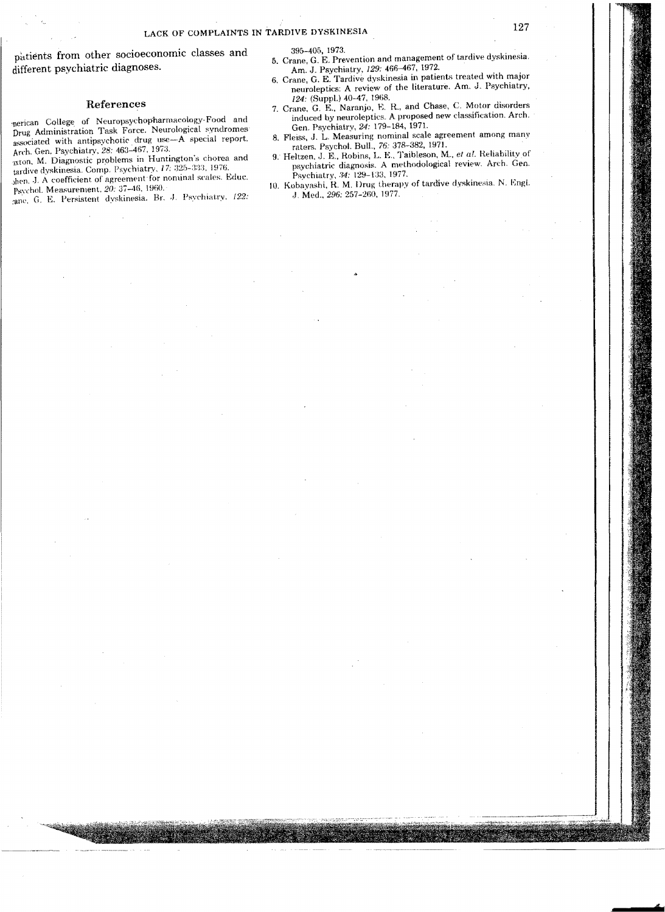patients from other socioeconomic classes and different psychiatric diagnoses.

## References

merican College of Neuropsychopharmacology-Food and Drug Administration Task Force. Neurological syndromes associated with antipsychotic drug use—A special report. Arch. Gen. Psychiatry, *28:* 463–467, 1973.

ıxton, M. Diagnostic problems in Huntington's chorea and tardive dyskinesia. Comp. Psychiatry, *17:* 325–333, 1976.

ohen, J. A coefficient of agreement for nominal scales. Educ. Psychol. Measurement, *20:* 37–46, 1960.

ane, G. E. Persistent dyskinesia. Br. J. Psychiatry, *122:* 395–405, 1973.

5. Crane, G. E. Prevention and management of tardive dyskinesia. Am. J. Psychiatry, *129:* 466–467, 1972.
6. Crane, G. E. Tardive dyskinesia in patients treated with major neuroleptics: A review of the literature. Am. J. Psychiatry, *124:* (Suppl.) 40–47, 1968.
7. Crane, G. E., Naranjo, E. R., and Chase, C. Motor disorders induced by neuroleptics. A proposed new classification. Arch. Gen. Psychiatry, *24:* 179–184, 1971.
8. Fleiss, J. L. Measuring nominal scale agreement among many raters. Psychol. Bull., *76:* 378–382, 1971.
9. Heltzen, J. E., Robins, L. E., Taibleson, M., *et al.* Reliability of psychiatric diagnosis. A methodological review. Arch. Gen. Psychiatry, *34:* 129–133, 1977.
10. Kobayashi, R. M. Drug therapy of tardive dyskinesia. N. Engl. J. Med., *296:* 257–260, 1977.